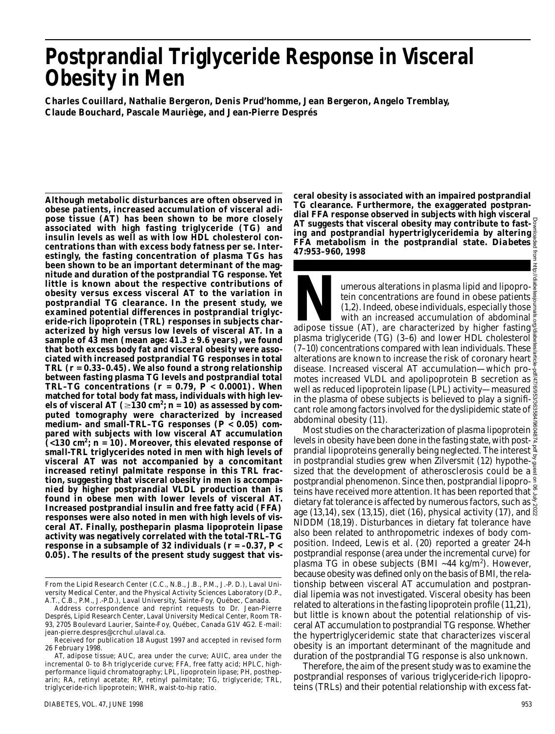# Postprandial Triglyceride Response in Visceral Obesity in Men

**Charles Couillard, Nathalie Bergeron, Denis Prud'homme, Jean Bergeron, Angelo Tremblay, Claude Bouchard, Pascale Mauriège, and Jean-Pierre Després**

**Although metabolic disturbances are often observed in obese patients, increased accumulation of visceral adipose tissue (AT) has been shown to be more closely associated with high fasting triglyceride (TG) and insulin levels as well as with low HDL cholesterol concentrations than with excess body fatness per se. Interestingly, the fasting concentration of plasma TGs has been shown to be an important determinant of the magnitude and duration of the postprandial TG response. Yet little is known about the respective contributions of obesity versus excess visceral AT to the variation in postprandial TG clearance. In the present study, we examined potential differences in postprandial triglyceride-rich lipoprotein (TRL) responses in subjects characterized by high versus low levels of visceral AT. In a sample of 43 men (mean age: 41.3 ± 9.6 years), we found that both excess body fat and visceral obesity were associated with increased postprandial TG responses in total TRL ($r = 0.33$–$0.45$). We also found a strong relationship between fasting plasma TG levels and postprandial total TRL–TG concentrations ($r = 0.79$, $P < 0.0001$). When matched for total body fat mass, individuals with high levels of visceral AT ($\geq 130$ cm$^2$; $n = 10$) as assessed by computed tomography were characterized by increased medium- and small-TRL–TG responses ($P < 0.05$) compared with subjects with low visceral AT accumulation ($< 130$ cm$^2$; $n = 10$). Moreover, this elevated response of small-TRL triglycerides noted in men with high levels of visceral AT was not accompanied by a concomitant increased retinyl palmitate response in this TRL fraction, suggesting that visceral obesity in men is accompanied by higher postprandial VLDL production than is found in obese men with lower levels of visceral AT. Increased postprandial insulin and free fatty acid (FFA) responses were also noted in men with high levels of visceral AT. Finally, postheparin plasma lipoprotein lipase activity was negatively correlated with the total-TRL–TG response in a subsample of 32 individuals ($r = -0.37$, $P < 0.05$). The results of the present study suggest that visceral obesity is associated with an impaired postprandial TG clearance. Furthermore, the exaggerated postprandial FFA response observed in subjects with high visceral AT suggests that visceral obesity may contribute to fasting and postprandial hypertriglyceridemia by altering FFA metabolism in the postprandial state. *Diabetes* 47:953–960, 1998**

Numerous alterations in plasma lipid and lipoprotein concentrations are found in obese patients (1,2). Indeed, obese individuals, especially those with an increased accumulation of abdominal adipose tissue (AT), are characterized by higher fasting plasma triglyceride (TG) (3–6) and lower HDL cholesterol (7–10) concentrations compared with lean individuals. These alterations are known to increase the risk of coronary heart disease. Increased visceral AT accumulation—which promotes increased VLDL and apolipoprotein B secretion as well as reduced lipoprotein lipase (LPL) activity—measured in the plasma of obese subjects is believed to play a significant role among factors involved for the dyslipidemic state of abdominal obesity (11).

Most studies on the characterization of plasma lipoprotein levels in obesity have been done in the fasting state, with postprandial lipoproteins generally being neglected. The interest in postprandial studies grew when Zilversmit (12) hypothesized that the development of atherosclerosis could be a postprandial phenomenon. Since then, postprandial lipoproteins have received more attention. It has been reported that dietary fat tolerance is affected by numerous factors, such as age (13,14), sex (13,15), diet (16), physical activity (17), and NIDDM (18,19). Disturbances in dietary fat tolerance have also been related to anthropometric indexes of body composition. Indeed, Lewis et al. (20) reported a greater 24-h postprandial response (area under the incremental curve) for plasma TG in obese subjects (BMI ~44 kg/m$^2$). However, because obesity was defined only on the basis of BMI, the relationship between visceral AT accumulation and postprandial lipemia was not investigated. Visceral obesity has been related to alterations in the fasting lipoprotein profile (11,21), but little is known about the potential relationship of visceral AT accumulation to postprandial TG response. Whether the hypertriglyceridemic state that characterizes visceral obesity is an important determinant of the magnitude and duration of the postprandial TG response is also unknown.

Therefore, the aim of the present study was to examine the postprandial responses of various triglyceride-rich lipoproteins (TRLs) and their potential relationship with excess fat-

---

From the Lipid Research Center (C.C., N.B., J.B., P.M., J.-P. D.), Laval University Medical Center, and the Physical Activity Sciences Laboratory (D.P., A.T., C.B., P.M., J.-P.D.), Laval University, Sainte-Foy, Québec, Canada.

Address correspondence and reprint requests to Dr. Jean-Pierre Després, Lipid Research Center, Laval University Medical Center, Room TR-93, 2705 Boulevard Laurier, Sainte-Foy, Québec, Canada G1V 4G2. E-mail: jean-pierre.despres@crchul.ulaval.ca.

Received for publication 18 August 1997 and accepted in revised form 26 February 1998.

AT, adipose tissue; AUC, area under the curve; AUIC, area under the incremental 0- to 8-h triglyceride curve; FFA, free fatty acid; HPLC, high-performance liquid chromatography; LPL, lipoprotein lipase; PH, postheparin; RA, retinyl acetate; RP, retinyl palmitate; TG, triglyceride; TRL, triglyceride-rich lipoprotein; WHR, waist-to-hip ratio.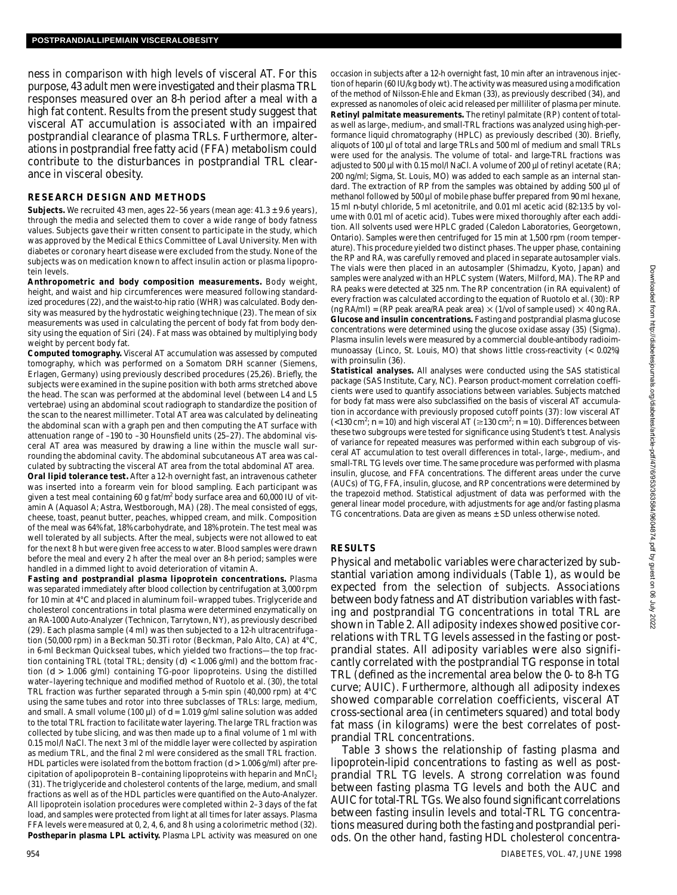ness in comparison with high levels of visceral AT. For this purpose, 43 adult men were investigated and their plasma TRL responses measured over an 8-h period after a meal with a high fat content. Results from the present study suggest that visceral AT accumulation is associated with an impaired postprandial clearance of plasma TRLs. Furthermore, alterations in postprandial free fatty acid (FFA) metabolism could contribute to the disturbances in postprandial TRL clearance in visceral obesity.

## RESEARCH DESIGN AND METHODS

**Subjects.** We recruited 43 men, ages 22–56 years (mean age: 41.3 ± 9.6 years), through the media and selected them to cover a wide range of body fatness values. Subjects gave their written consent to participate in the study, which was approved by the Medical Ethics Committee of Laval University. Men with diabetes or coronary heart disease were excluded from the study. None of the subjects was on medication known to affect insulin action or plasma lipoprotein levels.

**Anthropometric and body composition measurements.** Body weight, height, and waist and hip circumferences were measured following standardized procedures (22), and the waist-to-hip ratio (WHR) was calculated. Body density was measured by the hydrostatic weighing technique (23). The mean of six measurements was used in calculating the percent of body fat from body density using the equation of Siri (24). Fat mass was obtained by multiplying body weight by percent body fat.

**Computed tomography.** Visceral AT accumulation was assessed by computed tomography, which was performed on a Somatom DRH scanner (Siemens, Erlagen, Germany) using previously described procedures (25,26). Briefly, the subjects were examined in the supine position with both arms stretched above the head. The scan was performed at the abdominal level (between L4 and L5 vertebrae) using an abdominal scout radiograph to standardize the position of the scan to the nearest millimeter. Total AT area was calculated by delineating the abdominal scan with a graph pen and then computing the AT surface with attenuation range of –190 to –30 Hounsfield units (25–27). The abdominal visceral AT area was measured by drawing a line within the muscle wall surrounding the abdominal cavity. The abdominal subcutaneous AT area was calculated by subtracting the visceral AT area from the total abdominal AT area.

**Oral lipid tolerance test.** After a 12-h overnight fast, an intravenous catheter was inserted into a forearm vein for blood sampling. Each participant was given a test meal containing 60 g fat/m$^2$ body surface area and 60,000 IU of vitamin A (Aquasol A; Astra, Westborough, MA) (28). The meal consisted of eggs, cheese, toast, peanut butter, peaches, whipped cream, and milk. Composition of the meal was 64% fat, 18% carbohydrate, and 18% protein. The test meal was well tolerated by all subjects. After the meal, subjects were not allowed to eat for the next 8 h but were given free access to water. Blood samples were drawn before the meal and every 2 h after the meal over an 8-h period; samples were handled in a dimmed light to avoid deterioration of vitamin A.

**Fasting and postprandial plasma lipoprotein concentrations.** Plasma was separated immediately after blood collection by centrifugation at 3,000 rpm for 10 min at 4°C and placed in aluminum foil–wrapped tubes. Triglyceride and cholesterol concentrations in total plasma were determined enzymatically on an RA-1000 Auto-Analyzer (Technicon, Tarrytown, NY), as previously described (29). Each plasma sample (4 ml) was then subjected to a 12-h ultracentrifugation (50,000 rpm) in a Beckman 50.3Ti rotor (Beckman, Palo Alto, CA) at 4°C, in 6-ml Beckman Quickseal tubes, which yielded two fractions—the top fraction containing TRL (total TRL; density (*d*) < 1.006 g/ml) and the bottom fraction (*d* > 1.006 g/ml) containing TG-poor lipoproteins. Using the distilled water–layering technique and modified method of Ruotolo et al. (30), the total TRL fraction was further separated through a 5-min spin (40,000 rpm) at 4°C using the same tubes and rotor into three subclasses of TRLs: large, medium, and small. A small volume (100 µl) of *d* = 1.019 g/ml saline solution was added to the total TRL fraction to facilitate water layering. The large TRL fraction was collected by tube slicing, and was then made up to a final volume of 1 ml with 0.15 mol/l NaCl. The next 3 ml of the middle layer were collected by aspiration as medium TRL, and the final 2 ml were considered as the small TRL fraction. HDL particles were isolated from the bottom fraction (*d* > 1.006 g/ml) after precipitation of apolipoprotein B–containing lipoproteins with heparin and $MnCl_2$ (31). The triglyceride and cholesterol contents of the large, medium, and small fractions as well as of the HDL particles were quantified on the Auto-Analyzer. All lipoprotein isolation procedures were completed within 2–3 days of the fat load, and samples were protected from light at all times for later assays. Plasma FFA levels were measured at 0, 2, 4, 6, and 8 h using a colorimetric method (32).

**Postheparin plasma LPL activity.** Plasma LPL activity was measured on one occasion in subjects after a 12-h overnight fast, 10 min after an intravenous injection of heparin (60 IU/kg body wt). The activity was measured using a modification of the method of Nilsson-Ehle and Ekman (33), as previously described (34), and expressed as nanomoles of oleic acid released per milliliter of plasma per minute.

**Retinyl palmitate measurements.** The retinyl palmitate (RP) content of total- as well as large-, medium-, and small-TRL fractions was analyzed using high-performance liquid chromatography (HPLC) as previously described (30). Briefly, aliquots of 100 µl of total and large TRLs and 500 ml of medium and small TRLs were used for the analysis. The volume of total- and large-TRL fractions was adjusted to 500 µl with 0.15 mol/l NaCl. A volume of 200 µl of retinyl acetate (RA; 200 ng/ml; Sigma, St. Louis, MO) was added to each sample as an internal standard. The extraction of RP from the samples was obtained by adding 500 µl of methanol followed by 500 µl of mobile phase buffer prepared from 90 ml hexane, 15 ml *n*-butyl chloride, 5 ml acetonitrile, and 0.01 ml acetic acid (82:13:5 by volume with 0.01 ml of acetic acid). Tubes were mixed thoroughly after each addition. All solvents used were HPLC graded (Caledon Laboratories, Georgetown, Ontario). Samples were then centrifuged for 15 min at 1,500 rpm (room temperature). This procedure yielded two distinct phases. The upper phase, containing the RP and RA, was carefully removed and placed in separate autosampler vials. The vials were then placed in an autosampler (Shimadzu, Kyoto, Japan) and samples were analyzed with an HPLC system (Waters, Milford, MA). The RP and RA peaks were detected at 325 nm. The RP concentration (in RA equivalent) of every fraction was calculated according to the equation of Ruotolo et al. (30): RP (ng RA/ml) = (RP peak area/RA peak area) × (1/vol of sample used) × 40 ng RA.

**Glucose and insulin concentrations.** Fasting and postprandial plasma glucose concentrations were determined using the glucose oxidase assay (35) (Sigma). Plasma insulin levels were measured by a commercial double-antibody radioimmunoassay (Linco, St. Louis, MO) that shows little cross-reactivity (< 0.02%) with proinsulin (36).

**Statistical analyses.** All analyses were conducted using the SAS statistical package (SAS Institute, Cary, NC). Pearson product-moment correlation coefficients were used to quantify associations between variables. Subjects matched for body fat mass were also subclassified on the basis of visceral AT accumulation in accordance with previously proposed cutoff points (37): low visceral AT (<130 cm$^2$; *n* = 10) and high visceral AT (≥130 cm$^2$; *n* = 10). Differences between these two subgroups were tested for significance using Student's *t* test. Analysis of variance for repeated measures was performed within each subgroup of visceral AT accumulation to test overall differences in total-, large-, medium-, and small-TRL TG levels over time. The same procedure was performed with plasma insulin, glucose, and FFA concentrations. The different areas under the curve (AUCs) of TG, FFA, insulin, glucose, and RP concentrations were determined by the trapezoid method. Statistical adjustment of data was performed with the general linear model procedure, with adjustments for age and/or fasting plasma TG concentrations. Data are given as means ± SD unless otherwise noted.

## RESULTS

Physical and metabolic variables were characterized by substantial variation among individuals (Table 1), as would be expected from the selection of subjects. Associations between body fatness and AT distribution variables with fasting and postprandial TG concentrations in total TRL are shown in Table 2. All adiposity indexes showed positive correlations with TRL TG levels assessed in the fasting or postprandial states. All adiposity variables were also significantly correlated with the postprandial TG response in total TRL (defined as the incremental area below the 0- to 8-h TG curve; AUIC). Furthermore, although all adiposity indexes showed comparable correlation coefficients, visceral AT cross-sectional area (in centimeters squared) and total body fat mass (in kilograms) were the best correlates of postprandial TRL concentrations.

Table 3 shows the relationship of fasting plasma and lipoprotein-lipid concentrations to fasting as well as postprandial TRL TG levels. A strong correlation was found between fasting plasma TG levels and both the AUC and AUIC for total-TRL TGs. We also found significant correlations between fasting insulin levels and total-TRL TG concentrations measured during both the fasting and postprandial periods. On the other hand, fasting HDL cholesterol concentra-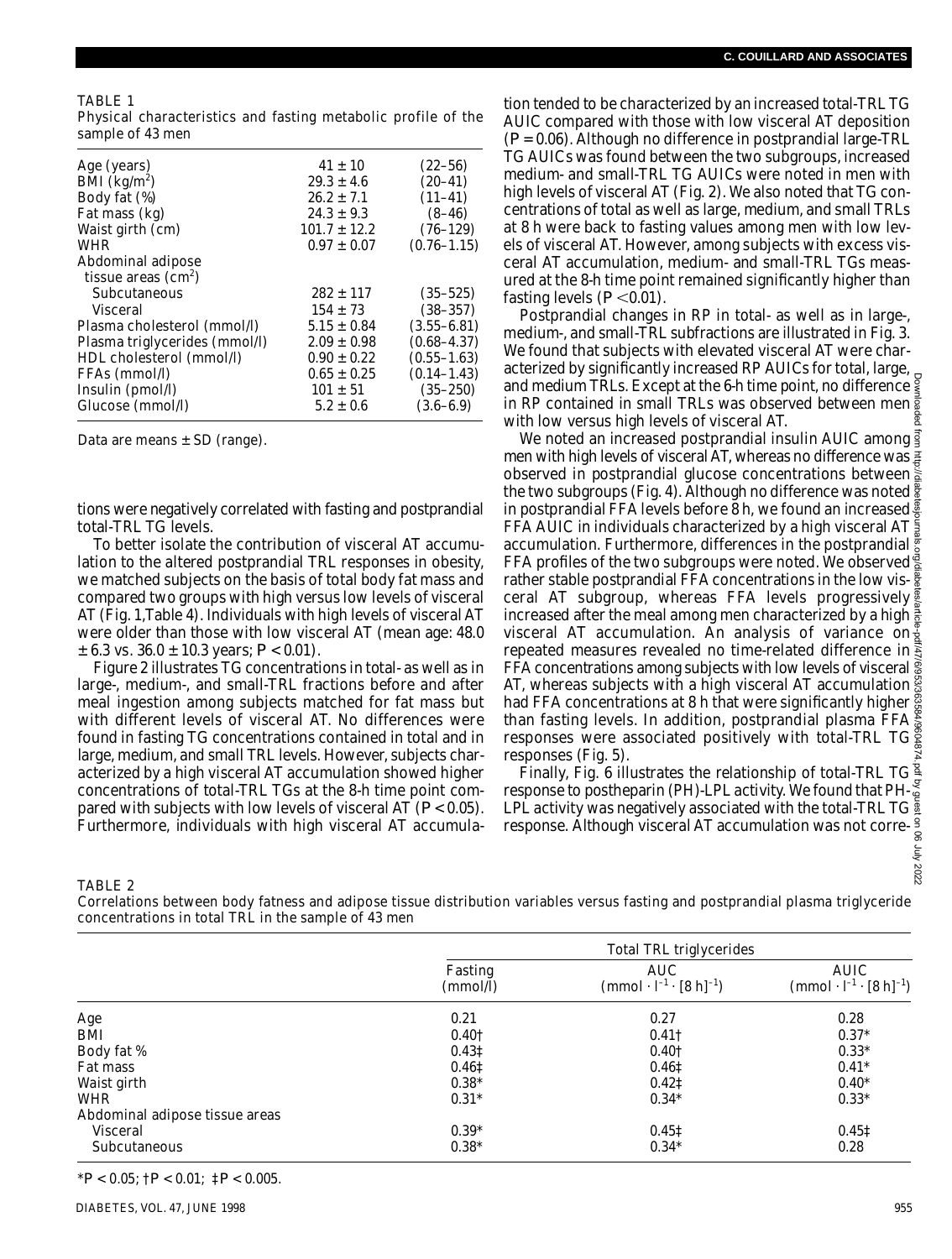TABLE 1
Physical characteristics and fasting metabolic profile of the sample of 43 men

| | | |
|---|---|---|
| Age (years) | 41 ± 10 | (22–56) |
| BMI ($kg/m^2$) | 29.3 ± 4.6 | (20–41) |
| Body fat (%) | 26.2 ± 7.1 | (11–41) |
| Fat mass (kg) | 24.3 ± 9.3 | (8–46) |
| Waist girth (cm) | 101.7 ± 12.2 | (76–129) |
| WHR | 0.97 ± 0.07 | (0.76–1.15) |
| Abdominal adipose tissue areas ($cm^2$) | | |
| Subcutaneous | 282 ± 117 | (35–525) |
| Visceral | 154 ± 73 | (38–357) |
| Plasma cholesterol (mmol/l) | 5.15 ± 0.84 | (3.55–6.81) |
| Plasma triglycerides (mmol/l) | 2.09 ± 0.98 | (0.68–4.37) |
| HDL cholesterol (mmol/l) | 0.90 ± 0.22 | (0.55–1.63) |
| FFAs (mmol/l) | 0.65 ± 0.25 | (0.14–1.43) |
| Insulin (pmol/l) | 101 ± 51 | (35–250) |
| Glucose (mmol/l) | 5.2 ± 0.6 | (3.6–6.9) |

Data are means ± SD (range).

tions were negatively correlated with fasting and postprandial total-TRL TG levels.

To better isolate the contribution of visceral AT accumulation to the altered postprandial TRL responses in obesity, we matched subjects on the basis of total body fat mass and compared two groups with high versus low levels of visceral AT (Fig. 1, Table 4). Individuals with high levels of visceral AT were older than those with low visceral AT (mean age: 48.0 ± 6.3 vs. 36.0 ± 10.3 years; $P < 0.01$).

Figure 2 illustrates TG concentrations in total- as well as in large-, medium-, and small-TRL fractions before and after meal ingestion among subjects matched for fat mass but with different levels of visceral AT. No differences were found in fasting TG concentrations contained in total and in large, medium, and small TRL levels. However, subjects characterized by a high visceral AT accumulation showed higher concentrations of total-TRL TGs at the 8-h time point compared with subjects with low levels of visceral AT ($P < 0.05$). Furthermore, individuals with high visceral AT accumulation tended to be characterized by an increased total-TRL TG AUIC compared with those with low visceral AT deposition ($P = 0.06$). Although no difference in postprandial large-TRL TG AUICs was found between the two subgroups, increased medium- and small-TRL TG AUICs were noted in men with high levels of visceral AT (Fig. 2). We also noted that TG concentrations of total as well as large, medium, and small TRLs at 8 h were back to fasting values among men with low levels of visceral AT. However, among subjects with excess visceral AT accumulation, medium- and small-TRL TGs measured at the 8-h time point remained significantly higher than fasting levels ($P < 0.01$).

Postprandial changes in RP in total- as well as in large-, medium-, and small-TRL subfractions are illustrated in Fig. 3. We found that subjects with elevated visceral AT were characterized by significantly increased RP AUICs for total, large, and medium TRLs. Except at the 6-h time point, no difference in RP contained in small TRLs was observed between men with low versus high levels of visceral AT.

We noted an increased postprandial insulin AUIC among men with high levels of visceral AT, whereas no difference was observed in postprandial glucose concentrations between the two subgroups (Fig. 4). Although no difference was noted in postprandial FFA levels before 8 h, we found an increased FFA AUIC in individuals characterized by a high visceral AT accumulation. Furthermore, differences in the postprandial FFA profiles of the two subgroups were noted. We observed rather stable postprandial FFA concentrations in the low visceral AT subgroup, whereas FFA levels progressively increased after the meal among men characterized by a high visceral AT accumulation. An analysis of variance on repeated measures revealed no time-related difference in FFA concentrations among subjects with low levels of visceral AT, whereas subjects with a high visceral AT accumulation had FFA concentrations at 8 h that were significantly higher than fasting levels. In addition, postprandial plasma FFA responses were associated positively with total-TRL TG responses (Fig. 5).

Finally, Fig. 6 illustrates the relationship of total-TRL TG response to postheparin (PH)-LPL activity. We found that PH-LPL activity was negatively associated with the total-TRL TG response. Although visceral AT accumulation was not corre-

TABLE 2
Correlations between body fatness and adipose tissue distribution variables versus fasting and postprandial plasma triglyceride concentrations in total TRL in the sample of 43 men

| | Total TRL triglycerides | | |
|---|---|---|---|
| | Fasting (mmol/l) | AUC ($mmol \cdot l^{-1} \cdot [8\ h]^{-1}$) | AUIC ($mmol \cdot l^{-1} \cdot [8\ h]^{-1}$) |
| Age | 0.21 | 0.27 | 0.28 |
| BMI | 0.40† | 0.41† | 0.37* |
| Body fat % | 0.43‡ | 0.40† | 0.33* |
| Fat mass | 0.46‡ | 0.46‡ | 0.41* |
| Waist girth | 0.38* | 0.42‡ | 0.40* |
| WHR | 0.31* | 0.34* | 0.33* |
| Abdominal adipose tissue areas | | | |
| Visceral | 0.39* | 0.45‡ | 0.45‡ |
| Subcutaneous | 0.38* | 0.34* | 0.28 |

*$P < 0.05$; †$P < 0.01$; ‡$P < 0.005$.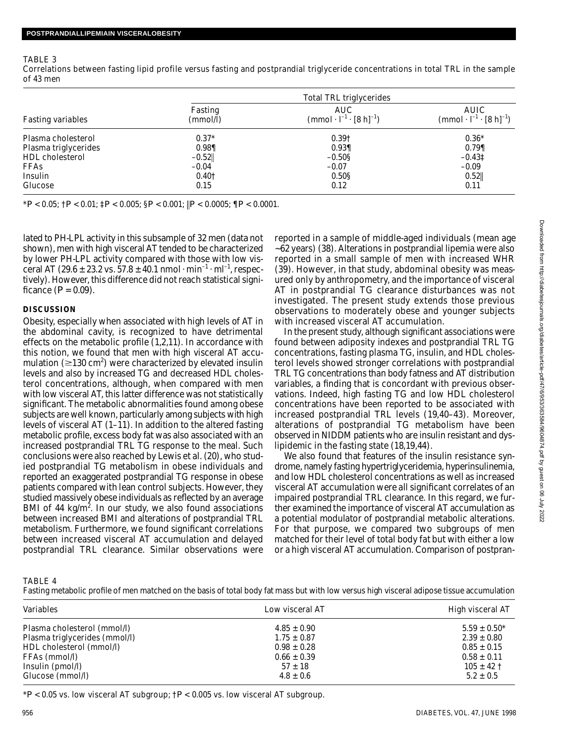TABLE 3

Correlations between fasting lipid profile versus fasting and postprandial triglyceride concentrations in total TRL in the sample of 43 men

| Fasting variables | Total TRL triglycerides | | |
|---|---|---|---|
| | Fasting (mmol/l) | AUC ($mmol \cdot l^{-1} \cdot [8\ h]^{-1}$) | AUIC ($mmol \cdot l^{-1} \cdot [8\ h]^{-1}$) |
| Plasma cholesterol | 0.37* | 0.39† | 0.36* |
| Plasma triglycerides | 0.98¶ | 0.93¶ | 0.79¶ |
| HDL cholesterol | −0.52‖ | −0.50§ | −0.43‡ |
| FFAs | −0.04 | −0.07 | −0.09 |
| Insulin | 0.40† | 0.50§ | 0.52‖ |
| Glucose | 0.15 | 0.12 | 0.11 |

*$P < 0.05$; †$P < 0.01$; ‡$P < 0.005$; §$P < 0.001$; ‖$P < 0.0005$; ¶$P < 0.0001$.

lated to PH-LPL activity in this subsample of 32 men (data not shown), men with high visceral AT tended to be characterized by lower PH-LPL activity compared with those with low visceral AT (29.6 ± 23.2 vs. 57.8 ± 40.1 $nmol \cdot min^{-1} \cdot ml^{-1}$, respectively). However, this difference did not reach statistical significance ($P = 0.09$).

## DISCUSSION

Obesity, especially when associated with high levels of AT in the abdominal cavity, is recognized to have detrimental effects on the metabolic profile (1,2,11). In accordance with this notion, we found that men with high visceral AT accumulation (≥130 $cm^2$) were characterized by elevated insulin levels and also by increased TG and decreased HDL cholesterol concentrations, although, when compared with men with low visceral AT, this latter difference was not statistically significant. The metabolic abnormalities found among obese subjects are well known, particularly among subjects with high levels of visceral AT (1–11). In addition to the altered fasting metabolic profile, excess body fat was also associated with an increased postprandial TRL TG response to the meal. Such conclusions were also reached by Lewis et al. (20), who studied postprandial TG metabolism in obese individuals and reported an exaggerated postprandial TG response in obese patients compared with lean control subjects. However, they studied massively obese individuals as reflected by an average BMI of 44 $kg/m^2$. In our study, we also found associations between increased BMI and alterations of postprandial TRL metabolism. Furthermore, we found significant correlations between increased visceral AT accumulation and delayed postprandial TRL clearance. Similar observations were reported in a sample of middle-aged individuals (mean age ~62 years) (38). Alterations in postprandial lipemia were also reported in a small sample of men with increased WHR (39). However, in that study, abdominal obesity was measured only by anthropometry, and the importance of visceral AT in postprandial TG clearance disturbances was not investigated. The present study extends those previous observations to moderately obese and younger subjects with increased visceral AT accumulation.

In the present study, although significant associations were found between adiposity indexes and postprandial TRL TG concentrations, fasting plasma TG, insulin, and HDL cholesterol levels showed stronger correlations with postprandial TRL TG concentrations than body fatness and AT distribution variables, a finding that is concordant with previous observations. Indeed, high fasting TG and low HDL cholesterol concentrations have been reported to be associated with increased postprandial TRL levels (19,40–43). Moreover, alterations of postprandial TG metabolism have been observed in NIDDM patients who are insulin resistant and dyslipidemic in the fasting state (18,19,44).

We also found that features of the insulin resistance syndrome, namely fasting hypertriglyceridemia, hyperinsulinemia, and low HDL cholesterol concentrations as well as increased visceral AT accumulation were all significant correlates of an impaired postprandial TRL clearance. In this regard, we further examined the importance of visceral AT accumulation as a potential modulator of postprandial metabolic alterations. For that purpose, we compared two subgroups of men matched for their level of total body fat but with either a low or a high visceral AT accumulation. Comparison of postpran-

TABLE 4

Fasting metabolic profile of men matched on the basis of total body fat mass but with low versus high visceral adipose tissue accumulation

| Variables | Low visceral AT | High visceral AT |
|---|---|---|
| Plasma cholesterol (mmol/l) | 4.85 ± 0.90 | 5.59 ± 0.50* |
| Plasma triglycerides (mmol/l) | 1.75 ± 0.87 | 2.39 ± 0.80 |
| HDL cholesterol (mmol/l) | 0.98 ± 0.28 | 0.85 ± 0.15 |
| FFAs (mmol/l) | 0.66 ± 0.39 | 0.58 ± 0.11 |
| Insulin (pmol/l) | 57 ± 18 | 105 ± 42 † |
| Glucose (mmol/l) | 4.8 ± 0.6 | 5.2 ± 0.5 |

*$P < 0.05$ vs. low visceral AT subgroup; †$P < 0.005$ vs. low visceral AT subgroup.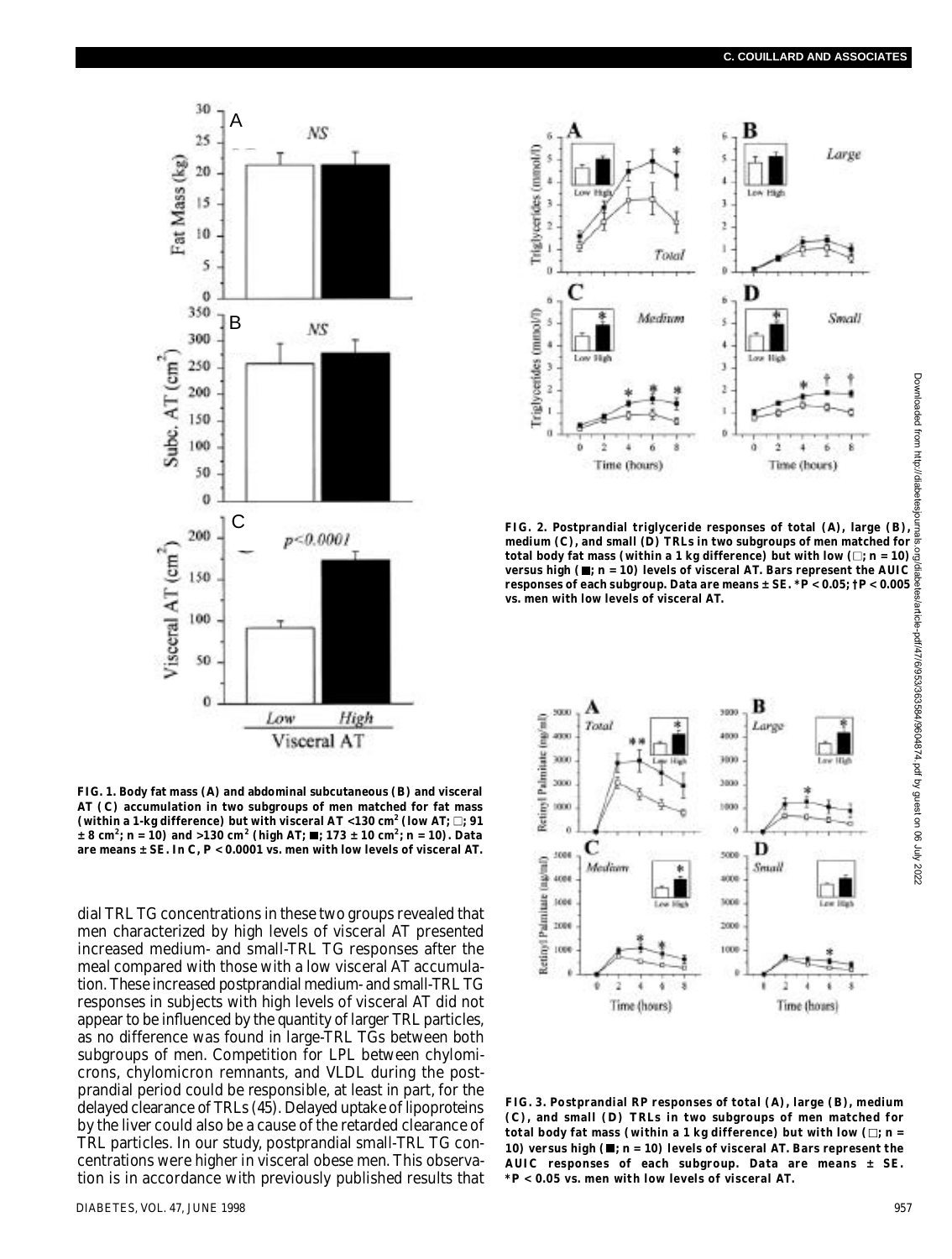FIG. 1. Body fat mass (A) and abdominal subcutaneous (B) and visceral AT (C) accumulation in two subgroups of men matched for fat mass (within a 1-kg difference) but with visceral AT <130 cm$^2$ (low AT; □; 91 ± 8 cm$^2$; n = 10) and >130 cm$^2$ (high AT; ■; 173 ± 10 cm$^2$; n = 10). Data are means ± SE. In C, P < 0.0001 vs. men with low levels of visceral AT.

dial TRL TG concentrations in these two groups revealed that men characterized by high levels of visceral AT presented increased medium- and small-TRL TG responses after the meal compared with those with a low visceral AT accumulation. These increased postprandial medium- and small-TRL TG responses in subjects with high levels of visceral AT did not appear to be influenced by the quantity of larger TRL particles, as no difference was found in large-TRL TGs between both subgroups of men. Competition for LPL between chylomicrons, chylomicron remnants, and VLDL during the postprandial period could be responsible, at least in part, for the delayed clearance of TRLs (45). Delayed uptake of lipoproteins by the liver could also be a cause of the retarded clearance of TRL particles. In our study, postprandial small-TRL TG concentrations were higher in visceral obese men. This observation is in accordance with previously published results that

FIG. 2. Postprandial triglyceride responses of total (A), large (B), medium (C), and small (D) TRLs in two subgroups of men matched for total body fat mass (within a 1 kg difference) but with low (□; n = 10) versus high (■; n = 10) levels of visceral AT. Bars represent the AUIC responses of each subgroup. Data are means ± SE. *P < 0.05; †P < 0.005 vs. men with low levels of visceral AT.

FIG. 3. Postprandial RP responses of total (A), large (B), medium (C), and small (D) TRLs in two subgroups of men matched for total body fat mass (within a 1 kg difference) but with low (□; n = 10) versus high (■; n = 10) levels of visceral AT. Bars represent the AUIC responses of each subgroup. Data are means ± SE. *P < 0.05 vs. men with low levels of visceral AT.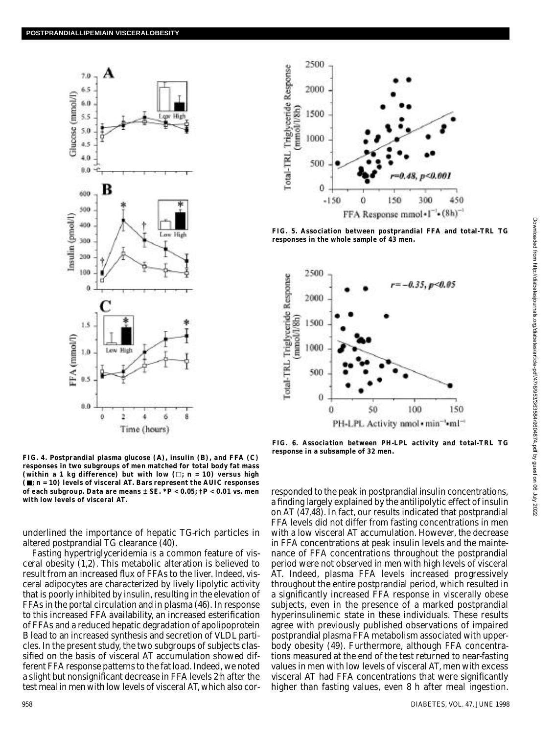**FIG. 4. Postprandial plasma glucose (A), insulin (B), and FFA (C) responses in two subgroups of men matched for total body fat mass (within a 1 kg difference) but with low (□; *n* = 10) versus high (■; *n* = 10) levels of visceral AT. Bars represent the AUIC responses of each subgroup. Data are means ± SE. \*$P < 0.05$; †$P < 0.01$ vs. men with low levels of visceral AT.**

**FIG. 5. Association between postprandial FFA and total-TRL TG responses in the whole sample of 43 men.**

**FIG. 6. Association between PH-LPL activity and total-TRL TG response in a subsample of 32 men.**

underlined the importance of hepatic TG-rich particles in altered postprandial TG clearance (40).

Fasting hypertriglyceridemia is a common feature of visceral obesity (1,2). This metabolic alteration is believed to result from an increased flux of FFAs to the liver. Indeed, visceral adipocytes are characterized by lively lipolytic activity that is poorly inhibited by insulin, resulting in the elevation of FFAs in the portal circulation and in plasma (46). In response to this increased FFA availability, an increased esterification of FFAs and a reduced hepatic degradation of apolipoprotein B lead to an increased synthesis and secretion of VLDL particles. In the present study, the two subgroups of subjects classified on the basis of visceral AT accumulation showed different FFA response patterns to the fat load. Indeed, we noted a slight but nonsignificant decrease in FFA levels 2 h after the test meal in men with low levels of visceral AT, which also corresponded to the peak in postprandial insulin concentrations, a finding largely explained by the antilipolytic effect of insulin on AT (47,48). In fact, our results indicated that postprandial FFA levels did not differ from fasting concentrations in men with a low visceral AT accumulation. However, the decrease in FFA concentrations at peak insulin levels and the maintenance of FFA concentrations throughout the postprandial period were not observed in men with high levels of visceral AT. Indeed, plasma FFA levels increased progressively throughout the entire postprandial period, which resulted in a significantly increased FFA response in viscerally obese subjects, even in the presence of a marked postprandial hyperinsulinemic state in these individuals. These results agree with previously published observations of impaired postprandial plasma FFA metabolism associated with upper-body obesity (49). Furthermore, although FFA concentrations measured at the end of the test returned to near-fasting values in men with low levels of visceral AT, men with excess visceral AT had FFA concentrations that were significantly higher than fasting values, even 8 h after meal ingestion.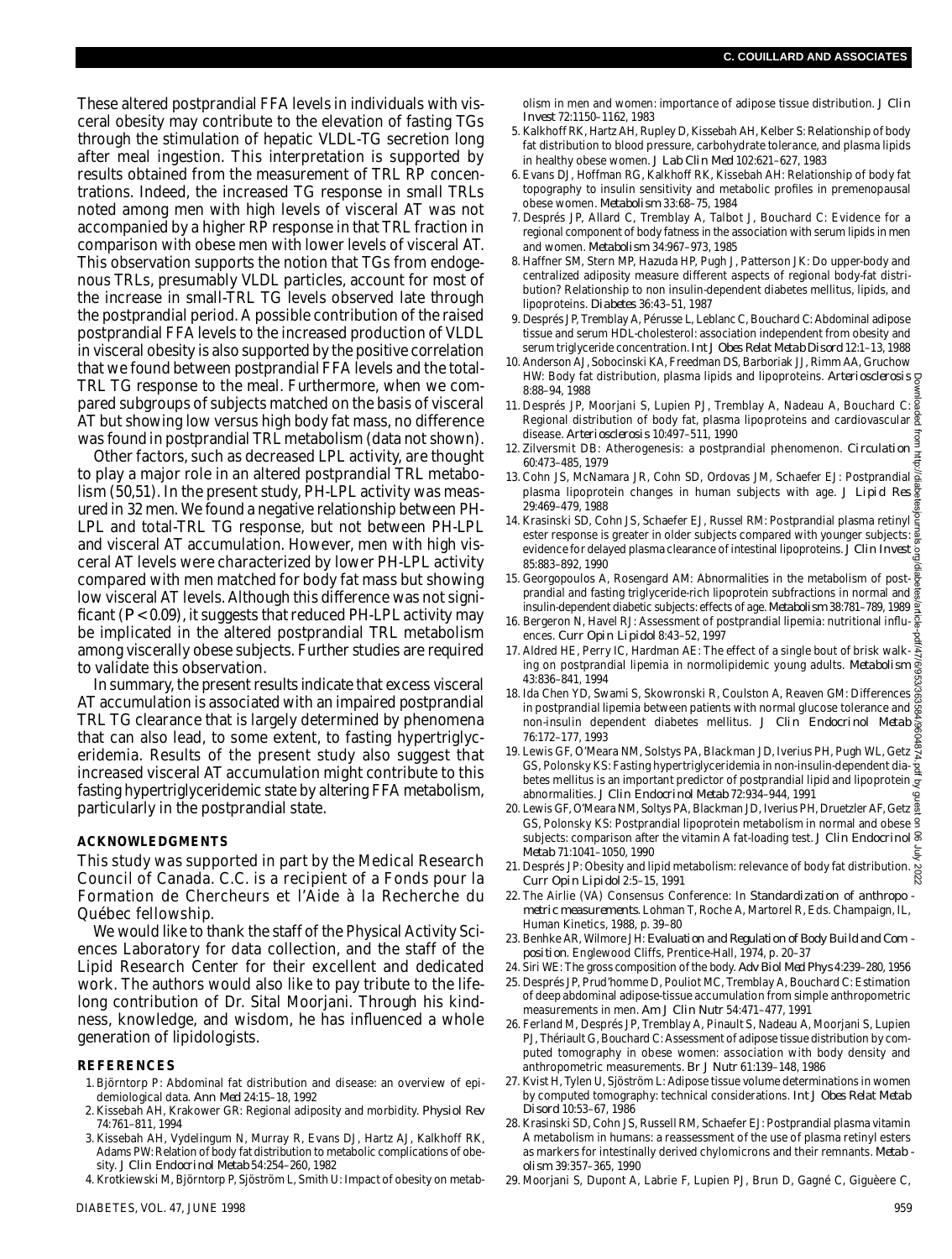These altered postprandial FFA levels in individuals with visceral obesity may contribute to the elevation of fasting TGs through the stimulation of hepatic VLDL-TG secretion long after meal ingestion. This interpretation is supported by results obtained from the measurement of TRL RP concentrations. Indeed, the increased TG response in small TRLs noted among men with high levels of visceral AT was not accompanied by a higher RP response in that TRL fraction in comparison with obese men with lower levels of visceral AT. This observation supports the notion that TGs from endogenous TRLs, presumably VLDL particles, account for most of the increase in small-TRL TG levels observed late through the postprandial period. A possible contribution of the raised postprandial FFA levels to the increased production of VLDL in visceral obesity is also supported by the positive correlation that we found between postprandial FFA levels and the total-TRL TG response to the meal. Furthermore, when we compared subgroups of subjects matched on the basis of visceral AT but showing low versus high body fat mass, no difference was found in postprandial TRL metabolism (data not shown).

Other factors, such as decreased LPL activity, are thought to play a major role in an altered postprandial TRL metabolism (50,51). In the present study, PH-LPL activity was measured in 32 men. We found a negative relationship between PH-LPL and total-TRL TG response, but not between PH-LPL and visceral AT accumulation. However, men with high visceral AT levels were characterized by lower PH-LPL activity compared with men matched for body fat mass but showing low visceral AT levels. Although this difference was not significant ($P < 0.09$), it suggests that reduced PH-LPL activity may be implicated in the altered postprandial TRL metabolism among viscerally obese subjects. Further studies are required to validate this observation.

In summary, the present results indicate that excess visceral AT accumulation is associated with an impaired postprandial TRL TG clearance that is largely determined by phenomena that can also lead, to some extent, to fasting hypertriglyceridemia. Results of the present study also suggest that increased visceral AT accumulation might contribute to this fasting hypertriglyceridemic state by altering FFA metabolism, particularly in the postprandial state.

## ACKNOWLEDGMENTS

This study was supported in part by the Medical Research Council of Canada. C.C. is a recipient of a Fonds pour la Formation de Chercheurs et l'Aide à la Recherche du Québec fellowship.

We would like to thank the staff of the Physical Activity Sciences Laboratory for data collection, and the staff of the Lipid Research Center for their excellent and dedicated work. The authors would also like to pay tribute to the lifelong contribution of Dr. Sital Moorjani. Through his kindness, knowledge, and wisdom, he has influenced a whole generation of lipidologists.

## REFERENCES

1. Björntorp P: Abdominal fat distribution and disease: an overview of epidemiological data. *Ann Med* 24:15–18, 1992
2. Kissebah AH, Krakower GR: Regional adiposity and morbidity. *Physiol Rev* 74:761–811, 1994
3. Kissebah AH, Vydelingum N, Murray R, Evans DJ, Hartz AJ, Kalkhoff RK, Adams PW: Relation of body fat distribution to metabolic complications of obesity. *J Clin Endocrinol Metab* 54:254–260, 1982
4. Krotkiewski M, Björntorp P, Sjöström L, Smith U: Impact of obesity on metabolism in men and women: importance of adipose tissue distribution. *J Clin Invest* 72:1150–1162, 1983
5. Kalkhoff RK, Hartz AH, Rupley D, Kissebah AH, Kelber S: Relationship of body fat distribution to blood pressure, carbohydrate tolerance, and plasma lipids in healthy obese women. *J Lab Clin Med* 102:621–627, 1983
6. Evans DJ, Hoffman RG, Kalkhoff RK, Kissebah AH: Relationship of body fat topography to insulin sensitivity and metabolic profiles in premenopausal obese women. *Metabolism* 33:68–75, 1984
7. Després JP, Allard C, Tremblay A, Talbot J, Bouchard C: Evidence for a regional component of body fatness in the association with serum lipids in men and women. *Metabolism* 34:967–973, 1985
8. Haffner SM, Stern MP, Hazuda HP, Pugh J, Patterson JK: Do upper-body and centralized adiposity measure different aspects of regional body-fat distribution? Relationship to non insulin-dependent diabetes mellitus, lipids, and lipoproteins. *Diabetes* 36:43–51, 1987
9. Després JP, Tremblay A, Pérusse L, Leblanc C, Bouchard C: Abdominal adipose tissue and serum HDL-cholesterol: association independent from obesity and serum triglyceride concentration. *Int J Obes Relat Metab Disord* 12:1–13, 1988
10. Anderson AJ, Sobocinski KA, Freedman DS, Barboriak JJ, Rimm AA, Gruchow HW: Body fat distribution, plasma lipids and lipoproteins. *Arteriosclerosis* 8:88–94, 1988
11. Després JP, Moorjani S, Lupien PJ, Tremblay A, Nadeau A, Bouchard C: Regional distribution of body fat, plasma lipoproteins and cardiovascular disease. *Arteriosclerosis* 10:497–511, 1990
12. Zilversmit DB: Atherogenesis: a postprandial phenomenon. *Circulation* 60:473–485, 1979
13. Cohn JS, McNamara JR, Cohn SD, Ordovas JM, Schaefer EJ: Postprandial plasma lipoprotein changes in human subjects with age. *J Lipid Res* 29:469–479, 1988
14. Krasinski SD, Cohn JS, Schaefer EJ, Russel RM: Postprandial plasma retinyl ester response is greater in older subjects compared with younger subjects: evidence for delayed plasma clearance of intestinal lipoproteins. *J Clin Invest* 85:883–892, 1990
15. Georgopoulos A, Rosengard AM: Abnormalities in the metabolism of postprandial and fasting triglyceride-rich lipoprotein subfractions in normal and insulin-dependent diabetic subjects: effects of age. *Metabolism* 38:781–789, 1989
16. Bergeron N, Havel RJ: Assessment of postprandial lipemia: nutritional influences. *Curr Opin Lipidol* 8:43–52, 1997
17. Aldred HE, Perry IC, Hardman AE: The effect of a single bout of brisk walking on postprandial lipemia in normolipidemic young adults. *Metabolism* 43:836–841, 1994
18. Ida Chen YD, Swami S, Skowronski R, Coulston A, Reaven GM: Differences in postprandial lipemia between patients with normal glucose tolerance and non-insulin dependent diabetes mellitus. *J Clin Endocrinol Metab* 76:172–177, 1993
19. Lewis GF, O'Meara NM, Solstys PA, Blackman JD, Iverius PH, Pugh WL, Getz GS, Polonsky KS: Fasting hypertriglyceridemia in non-insulin-dependent diabetes mellitus is an important predictor of postprandial lipid and lipoprotein abnormalities. *J Clin Endocrinol Metab* 72:934–944, 1991
20. Lewis GF, O'Meara NM, Soltys PA, Blackman JD, Iverius PH, Druetzler AF, Getz GS, Polonsky KS: Postprandial lipoprotein metabolism in normal and obese subjects: comparison after the vitamin A fat-loading test. *J Clin Endocrinol Metab* 71:1041–1050, 1990
21. Després JP: Obesity and lipid metabolism: relevance of body fat distribution. *Curr Opin Lipidol* 2:5–15, 1991
22. The Airlie (VA) Consensus Conference: In *Standardization of anthropometric measurements*. Lohman T, Roche A, Martorel R, Eds. Champaign, IL, Human Kinetics, 1988, p. 39–80
23. Benhke AR, Wilmore JH: *Evaluation and Regulation of Body Build and Composition*. Englewood Cliffs, Prentice-Hall, 1974, p. 20–37
24. Siri WE: The gross composition of the body. *Adv Biol Med Phys* 4:239–280, 1956
25. Després JP, Prud'homme D, Pouliot MC, Tremblay A, Bouchard C: Estimation of deep abdominal adipose-tissue accumulation from simple anthropometric measurements in men. *Am J Clin Nutr* 54:471–477, 1991
26. Ferland M, Després JP, Tremblay A, Pinault S, Nadeau A, Moorjani S, Lupien PJ, Thériault G, Bouchard C: Assessment of adipose tissue distribution by computed tomography in obese women: association with body density and anthropometric measurements. *Br J Nutr* 61:139–148, 1986
27. Kvist H, Tylen U, Sjöström L: Adipose tissue volume determinations in women by computed tomography: technical considerations. *Int J Obes Relat Metab Disord* 10:53–67, 1986
28. Krasinski SD, Cohn JS, Russell RM, Schaefer EJ: Postprandial plasma vitamin A metabolism in humans: a reassessment of the use of plasma retinyl esters as markers for intestinally derived chylomicrons and their remnants. *Metabolism* 39:357–365, 1990
29. Moorjani S, Dupont A, Labrie F, Lupien PJ, Brun D, Gagné C, Giguère C,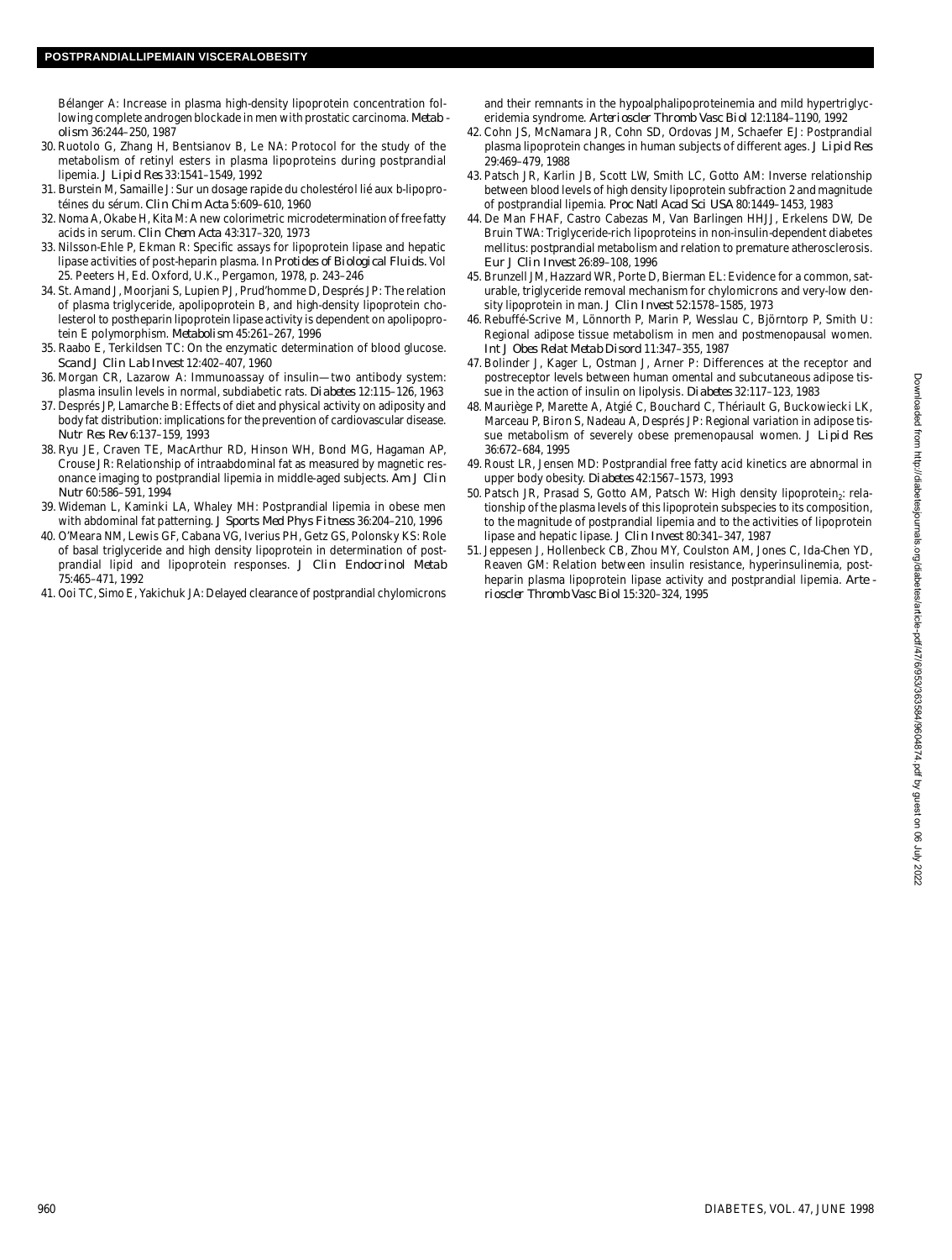Bélanger A: Increase in plasma high-density lipoprotein concentration following complete androgen blockade in men with prostatic carcinoma. *Metabolism* 36:244–250, 1987

30. Ruotolo G, Zhang H, Bentsianov B, Le NA: Protocol for the study of the metabolism of retinyl esters in plasma lipoproteins during postprandial lipemia. *J Lipid Res* 33:1541–1549, 1992
31. Burstein M, Samaille J: Sur un dosage rapide du cholestérol lié aux b-lipoprotéines du sérum. *Clin Chim Acta* 5:609–610, 1960
32. Noma A, Okabe H, Kita M: A new colorimetric microdetermination of free fatty acids in serum. *Clin Chem Acta* 43:317–320, 1973
33. Nilsson-Ehle P, Ekman R: Specific assays for lipoprotein lipase and hepatic lipase activities of post-heparin plasma. In *Protides of Biological Fluids*. Vol 25. Peeters H, Ed. Oxford, U.K., Pergamon, 1978, p. 243–246
34. St. Amand J, Moorjani S, Lupien PJ, Prud'homme D, Després JP: The relation of plasma triglyceride, apolipoprotein B, and high-density lipoprotein cholesterol to postheparin lipoprotein lipase activity is dependent on apolipoprotein E polymorphism. *Metabolism* 45:261–267, 1996
35. Raabo E, Terkildsen TC: On the enzymatic determination of blood glucose. *Scand J Clin Lab Invest* 12:402–407, 1960
36. Morgan CR, Lazarow A: Immunoassay of insulin—two antibody system: plasma insulin levels in normal, subdiabetic rats. *Diabetes* 12:115–126, 1963
37. Després JP, Lamarche B: Effects of diet and physical activity on adiposity and body fat distribution: implications for the prevention of cardiovascular disease. *Nutr Res Rev* 6:137–159, 1993
38. Ryu JE, Craven TE, MacArthur RD, Hinson WH, Bond MG, Hagaman AP, Crouse JR: Relationship of intraabdominal fat as measured by magnetic resonance imaging to postprandial lipemia in middle-aged subjects. *Am J Clin Nutr* 60:586–591, 1994
39. Wideman L, Kaminki LA, Whaley MH: Postprandial lipemia in obese men with abdominal fat patterning. *J Sports Med Phys Fitness* 36:204–210, 1996
40. O'Meara NM, Lewis GF, Cabana VG, Iverius PH, Getz GS, Polonsky KS: Role of basal triglyceride and high density lipoprotein in determination of postprandial lipid and lipoprotein responses. *J Clin Endocrinol Metab* 75:465–471, 1992
41. Ooi TC, Simo E, Yakichuk JA: Delayed clearance of postprandial chylomicrons and their remnants in the hypoalphalipoproteinemia and mild hypertriglyceridemia syndrome. *Arterioscler Thromb Vasc Biol* 12:1184–1190, 1992
42. Cohn JS, McNamara JR, Cohn SD, Ordovas JM, Schaefer EJ: Postprandial plasma lipoprotein changes in human subjects of different ages. *J Lipid Res* 29:469–479, 1988
43. Patsch JR, Karlin JB, Scott LW, Smith LC, Gotto AM: Inverse relationship between blood levels of high density lipoprotein subfraction 2 and magnitude of postprandial lipemia. *Proc Natl Acad Sci USA* 80:1449–1453, 1983
44. De Man FHAF, Castro Cabezas M, Van Barlingen HHJJ, Erkelens DW, De Bruin TWA: Triglyceride-rich lipoproteins in non-insulin-dependent diabetes mellitus: postprandial metabolism and relation to premature atherosclerosis. *Eur J Clin Invest* 26:89–108, 1996
45. Brunzell JM, Hazzard WR, Porte D, Bierman EL: Evidence for a common, saturable, triglyceride removal mechanism for chylomicrons and very-low density lipoprotein in man. *J Clin Invest* 52:1578–1585, 1973
46. Rebuffé-Scrive M, Lönnorth P, Marin P, Wesslau C, Björntorp P, Smith U: Regional adipose tissue metabolism in men and postmenopausal women. *Int J Obes Relat Metab Disord* 11:347–355, 1987
47. Bolinder J, Kager L, Ostman J, Arner P: Differences at the receptor and postreceptor levels between human omental and subcutaneous adipose tissue in the action of insulin on lipolysis. *Diabetes* 32:117–123, 1983
48. Mauriège P, Marette A, Atgié C, Bouchard C, Thériault G, Buckowiecki LK, Marceau P, Biron S, Nadeau A, Després JP: Regional variation in adipose tissue metabolism of severely obese premenopausal women. *J Lipid Res* 36:672–684, 1995
49. Roust LR, Jensen MD: Postprandial free fatty acid kinetics are abnormal in upper body obesity. *Diabetes* 42:1567–1573, 1993
50. Patsch JR, Prasad S, Gotto AM, Patsch W: High density lipoprotein$_2$: relationship of the plasma levels of this lipoprotein subspecies to its composition, to the magnitude of postprandial lipemia and to the activities of lipoprotein lipase and hepatic lipase. *J Clin Invest* 80:341–347, 1987
51. Jeppesen J, Hollenbeck CB, Zhou MY, Coulston AM, Jones C, Ida-Chen YD, Reaven GM: Relation between insulin resistance, hyperinsulinemia, postheparin plasma lipoprotein lipase activity and postprandial lipemia. *Arterioscler Thromb Vasc Biol* 15:320–324, 1995